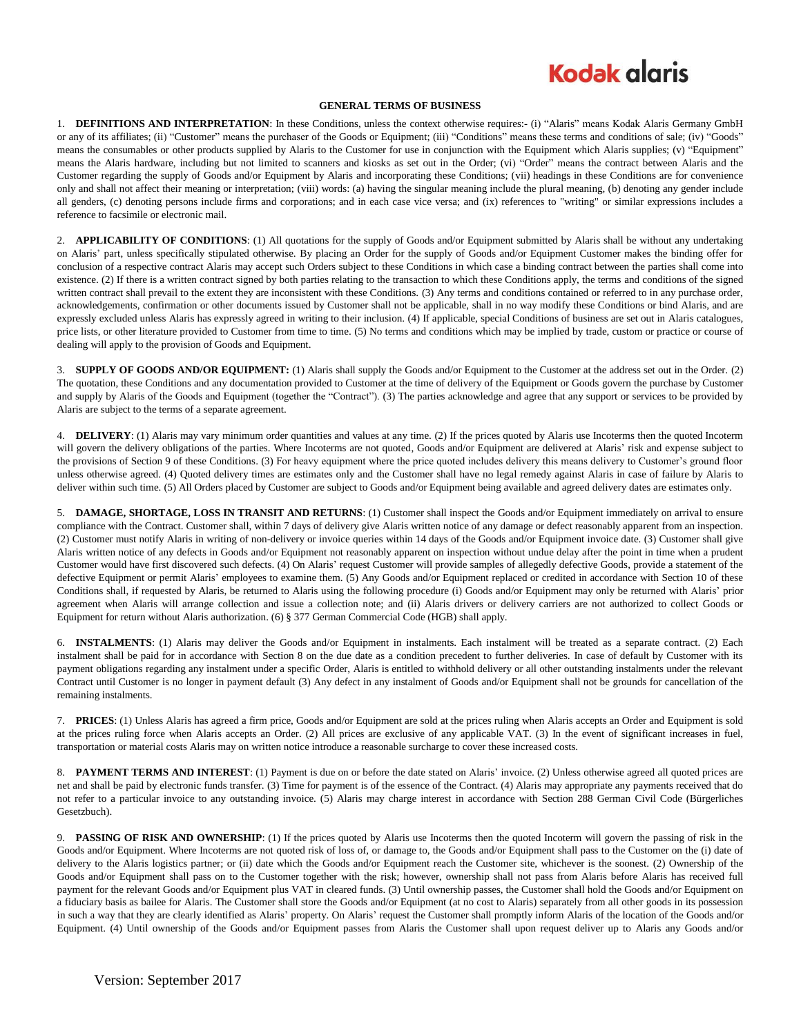Kodak alaris

# GENERAL TERMS OF BUSINESS

1. **DEFINITIONS AND INTERPRETATION**: In these Conditions, unless the context otherwise requires:- (i) "Alaris" means Kodak Alaris Germany GmbH or any of its affiliates; (ii) "Customer" means the purchaser of the Goods or Equipment; (iii) "Conditions" means these terms and conditions of sale; (iv) "Goods" means the consumables or other products supplied by Alaris to the Customer for use in conjunction with the Equipment which Alaris supplies; (v) "Equipment" means the Alaris hardware, including but not limited to scanners and kiosks as set out in the Order; (vi) "Order" means the contract between Alaris and the Customer regarding the supply of Goods and/or Equipment by Alaris and incorporating these Conditions; (vii) headings in these Conditions are for convenience only and shall not affect their meaning or interpretation; (viii) words: (a) having the singular meaning include the plural meaning, (b) denoting any gender include all genders, (c) denoting persons include firms and corporations; and in each case vice versa; and (ix) references to "writing" or similar expressions includes a reference to facsimile or electronic mail.

2. **APPLICABILITY OF CONDITIONS**: (1) All quotations for the supply of Goods and/or Equipment submitted by Alaris shall be without any undertaking on Alaris' part, unless specifically stipulated otherwise. By placing an Order for the supply of Goods and/or Equipment Customer makes the binding offer for conclusion of a respective contract Alaris may accept such Orders subject to these Conditions in which case a binding contract between the parties shall come into existence. (2) If there is a written contract signed by both parties relating to the transaction to which these Conditions apply, the terms and conditions of the signed written contract shall prevail to the extent they are inconsistent with these Conditions. (3) Any terms and conditions contained or referred to in any purchase order, acknowledgements, confirmation or other documents issued by Customer shall not be applicable, shall in no way modify these Conditions or bind Alaris, and are expressly excluded unless Alaris has expressly agreed in writing to their inclusion. (4) If applicable, special Conditions of business are set out in Alaris catalogues, price lists, or other literature provided to Customer from time to time. (5) No terms and conditions which may be implied by trade, custom or practice or course of dealing will apply to the provision of Goods and Equipment.

3. **SUPPLY OF GOODS AND/OR EQUIPMENT:** (1) Alaris shall supply the Goods and/or Equipment to the Customer at the address set out in the Order. (2) The quotation, these Conditions and any documentation provided to Customer at the time of delivery of the Equipment or Goods govern the purchase by Customer and supply by Alaris of the Goods and Equipment (together the "Contract"). (3) The parties acknowledge and agree that any support or services to be provided by Alaris are subject to the terms of a separate agreement.

4. **DELIVERY**: (1) Alaris may vary minimum order quantities and values at any time. (2) If the prices quoted by Alaris use Incoterms then the quoted Incoterm will govern the delivery obligations of the parties. Where Incoterms are not quoted, Goods and/or Equipment are delivered at Alaris' risk and expense subject to the provisions of Section 9 of these Conditions. (3) For heavy equipment where the price quoted includes delivery this means delivery to Customer's ground floor unless otherwise agreed. (4) Quoted delivery times are estimates only and the Customer shall have no legal remedy against Alaris in case of failure by Alaris to deliver within such time. (5) All Orders placed by Customer are subject to Goods and/or Equipment being available and agreed delivery dates are estimates only.

5. **DAMAGE, SHORTAGE, LOSS IN TRANSIT AND RETURNS**: (1) Customer shall inspect the Goods and/or Equipment immediately on arrival to ensure compliance with the Contract. Customer shall, within 7 days of delivery give Alaris written notice of any damage or defect reasonably apparent from an inspection. (2) Customer must notify Alaris in writing of non-delivery or invoice queries within 14 days of the Goods and/or Equipment invoice date. (3) Customer shall give Alaris written notice of any defects in Goods and/or Equipment not reasonably apparent on inspection without undue delay after the point in time when a prudent Customer would have first discovered such defects. (4) On Alaris' request Customer will provide samples of allegedly defective Goods, provide a statement of the defective Equipment or permit Alaris' employees to examine them. (5) Any Goods and/or Equipment replaced or credited in accordance with Section 10 of these Conditions shall, if requested by Alaris, be returned to Alaris using the following procedure (i) Goods and/or Equipment may only be returned with Alaris' prior agreement when Alaris will arrange collection and issue a collection note; and (ii) Alaris drivers or delivery carriers are not authorized to collect Goods or Equipment for return without Alaris authorization. (6) § 377 German Commercial Code (HGB) shall apply.

6. **INSTALMENTS**: (1) Alaris may deliver the Goods and/or Equipment in instalments. Each instalment will be treated as a separate contract. (2) Each instalment shall be paid for in accordance with Section 8 on the due date as a condition precedent to further deliveries. In case of default by Customer with its payment obligations regarding any instalment under a specific Order, Alaris is entitled to withhold delivery or all other outstanding instalments under the relevant Contract until Customer is no longer in payment default (3) Any defect in any instalment of Goods and/or Equipment shall not be grounds for cancellation of the remaining instalments.

7. **PRICES**: (1) Unless Alaris has agreed a firm price, Goods and/or Equipment are sold at the prices ruling when Alaris accepts an Order and Equipment is sold at the prices ruling force when Alaris accepts an Order. (2) All prices are exclusive of any applicable VAT. (3) In the event of significant increases in fuel, transportation or material costs Alaris may on written notice introduce a reasonable surcharge to cover these increased costs.

8. **PAYMENT TERMS AND INTEREST**: (1) Payment is due on or before the date stated on Alaris' invoice. (2) Unless otherwise agreed all quoted prices are net and shall be paid by electronic funds transfer. (3) Time for payment is of the essence of the Contract. (4) Alaris may appropriate any payments received that do not refer to a particular invoice to any outstanding invoice. (5) Alaris may charge interest in accordance with Section 288 German Civil Code (Bürgerliches Gesetzbuch).

9. **PASSING OF RISK AND OWNERSHIP**: (1) If the prices quoted by Alaris use Incoterms then the quoted Incoterm will govern the passing of risk in the Goods and/or Equipment. Where Incoterms are not quoted risk of loss of, or damage to, the Goods and/or Equipment shall pass to the Customer on the (i) date of delivery to the Alaris logistics partner; or (ii) date which the Goods and/or Equipment reach the Customer site, whichever is the soonest. (2) Ownership of the Goods and/or Equipment shall pass on to the Customer together with the risk; however, ownership shall not pass from Alaris before Alaris has received full payment for the relevant Goods and/or Equipment plus VAT in cleared funds. (3) Until ownership passes, the Customer shall hold the Goods and/or Equipment on a fiduciary basis as bailee for Alaris. The Customer shall store the Goods and/or Equipment (at no cost to Alaris) separately from all other goods in its possession in such a way that they are clearly identified as Alaris' property. On Alaris' request the Customer shall promptly inform Alaris of the location of the Goods and/or Equipment. (4) Until ownership of the Goods and/or Equipment passes from Alaris the Customer shall upon request deliver up to Alaris any Goods and/or

Version: September 2017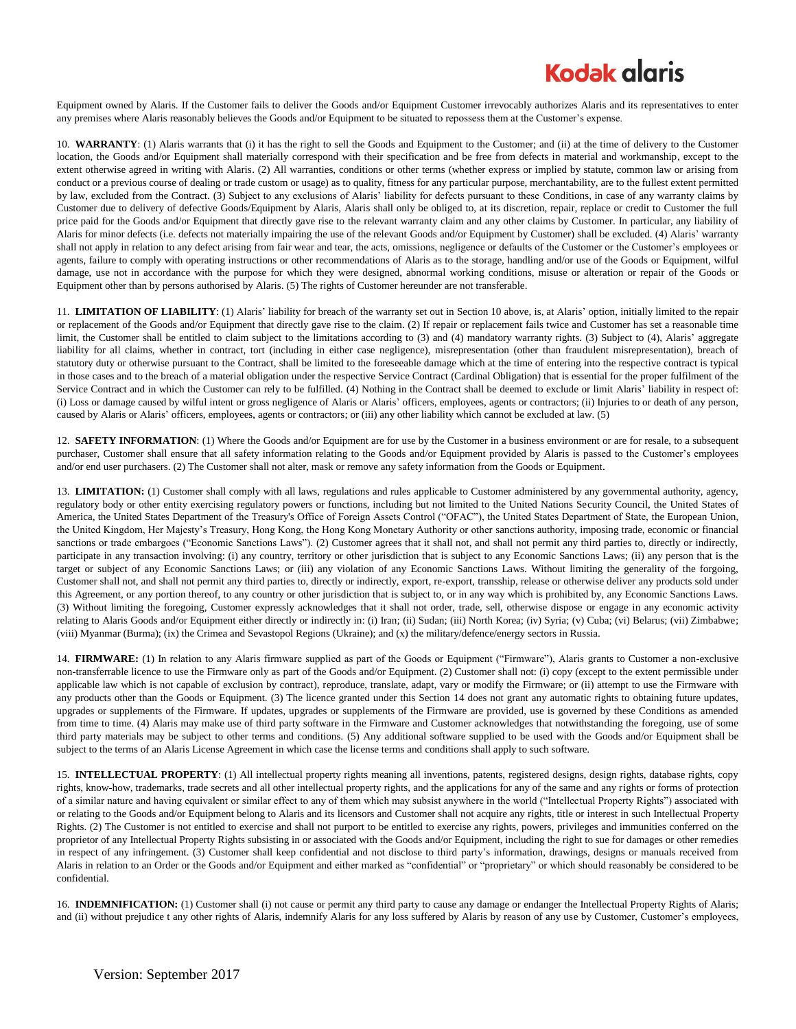Equipment owned by Alaris. If the Customer fails to deliver the Goods and/or Equipment Customer irrevocably authorizes Alaris and its representatives to enter any premises where Alaris reasonably believes the Goods and/or Equipment to be situated to repossess them at the Customer's expense.

10. **WARRANTY**: (1) Alaris warrants that (i) it has the right to sell the Goods and Equipment to the Customer; and (ii) at the time of delivery to the Customer location, the Goods and/or Equipment shall materially correspond with their specification and be free from defects in material and workmanship, except to the extent otherwise agreed in writing with Alaris. (2) All warranties, conditions or other terms (whether express or implied by statute, common law or arising from conduct or a previous course of dealing or trade custom or usage) as to quality, fitness for any particular purpose, merchantability, are to the fullest extent permitted by law, excluded from the Contract. (3) Subject to any exclusions of Alaris' liability for defects pursuant to these Conditions, in case of any warranty claims by Customer due to delivery of defective Goods/Equipment by Alaris, Alaris shall only be obliged to, at its discretion, repair, replace or credit to Customer the full price paid for the Goods and/or Equipment that directly gave rise to the relevant warranty claim and any other claims by Customer. In particular, any liability of Alaris for minor defects (i.e. defects not materially impairing the use of the relevant Goods and/or Equipment by Customer) shall be excluded. (4) Alaris' warranty shall not apply in relation to any defect arising from fair wear and tear, the acts, omissions, negligence or defaults of the Customer or the Customer's employees or agents, failure to comply with operating instructions or other recommendations of Alaris as to the storage, handling and/or use of the Goods or Equipment, wilful damage, use not in accordance with the purpose for which they were designed, abnormal working conditions, misuse or alteration or repair of the Goods or Equipment other than by persons authorised by Alaris. (5) The rights of Customer hereunder are not transferable.

11. **LIMITATION OF LIABILITY**: (1) Alaris' liability for breach of the warranty set out in Section 10 above, is, at Alaris' option, initially limited to the repair or replacement of the Goods and/or Equipment that directly gave rise to the claim. (2) If repair or replacement fails twice and Customer has set a reasonable time limit, the Customer shall be entitled to claim subject to the limitations according to (3) and (4) mandatory warranty rights. (3) Subject to (4), Alaris' aggregate liability for all claims, whether in contract, tort (including in either case negligence), misrepresentation (other than fraudulent misrepresentation), breach of statutory duty or otherwise pursuant to the Contract, shall be limited to the foreseeable damage which at the time of entering into the respective contract is typical in those cases and to the breach of a material obligation under the respective Service Contract (Cardinal Obligation) that is essential for the proper fulfilment of the Service Contract and in which the Customer can rely to be fulfilled. (4) Nothing in the Contract shall be deemed to exclude or limit Alaris' liability in respect of: (i) Loss or damage caused by wilful intent or gross negligence of Alaris or Alaris' officers, employees, agents or contractors; (ii) Injuries to or death of any person, caused by Alaris or Alaris' officers, employees, agents or contractors; or (iii) any other liability which cannot be excluded at law. (5)

12. **SAFETY INFORMATION**: (1) Where the Goods and/or Equipment are for use by the Customer in a business environment or are for resale, to a subsequent purchaser, Customer shall ensure that all safety information relating to the Goods and/or Equipment provided by Alaris is passed to the Customer's employees and/or end user purchasers. (2) The Customer shall not alter, mask or remove any safety information from the Goods or Equipment.

13. **LIMITATION:** (1) Customer shall comply with all laws, regulations and rules applicable to Customer administered by any governmental authority, agency, regulatory body or other entity exercising regulatory powers or functions, including but not limited to the United Nations Security Council, the United States of America, the United States Department of the Treasury's Office of Foreign Assets Control ("OFAC"), the United States Department of State, the European Union, the United Kingdom, Her Majesty's Treasury, Hong Kong, the Hong Kong Monetary Authority or other sanctions authority, imposing trade, economic or financial sanctions or trade embargoes ("Economic Sanctions Laws"). (2) Customer agrees that it shall not, and shall not permit any third parties to, directly or indirectly, participate in any transaction involving: (i) any country, territory or other jurisdiction that is subject to any Economic Sanctions Laws; (ii) any person that is the target or subject of any Economic Sanctions Laws; or (iii) any violation of any Economic Sanctions Laws. Without limiting the generality of the forgoing, Customer shall not, and shall not permit any third parties to, directly or indirectly, export, re-export, transship, release or otherwise deliver any products sold under this Agreement, or any portion thereof, to any country or other jurisdiction that is subject to, or in any way which is prohibited by, any Economic Sanctions Laws. (3) Without limiting the foregoing, Customer expressly acknowledges that it shall not order, trade, sell, otherwise dispose or engage in any economic activity relating to Alaris Goods and/or Equipment either directly or indirectly in: (i) Iran; (ii) Sudan; (iii) North Korea; (iv) Syria; (v) Cuba; (vi) Belarus; (vii) Zimbabwe; (viii) Myanmar (Burma); (ix) the Crimea and Sevastopol Regions (Ukraine); and (x) the military/defence/energy sectors in Russia.

14. **FIRMWARE:** (1) In relation to any Alaris firmware supplied as part of the Goods or Equipment ("Firmware"), Alaris grants to Customer a non-exclusive non-transferrable licence to use the Firmware only as part of the Goods and/or Equipment. (2) Customer shall not: (i) copy (except to the extent permissible under applicable law which is not capable of exclusion by contract), reproduce, translate, adapt, vary or modify the Firmware; or (ii) attempt to use the Firmware with any products other than the Goods or Equipment. (3) The licence granted under this Section 14 does not grant any automatic rights to obtaining future updates, upgrades or supplements of the Firmware. If updates, upgrades or supplements of the Firmware are provided, use is governed by these Conditions as amended from time to time. (4) Alaris may make use of third party software in the Firmware and Customer acknowledges that notwithstanding the foregoing, use of some third party materials may be subject to other terms and conditions. (5) Any additional software supplied to be used with the Goods and/or Equipment shall be subject to the terms of an Alaris License Agreement in which case the license terms and conditions shall apply to such software.

15. **INTELLECTUAL PROPERTY**: (1) All intellectual property rights meaning all inventions, patents, registered designs, design rights, database rights, copy rights, know-how, trademarks, trade secrets and all other intellectual property rights, and the applications for any of the same and any rights or forms of protection of a similar nature and having equivalent or similar effect to any of them which may subsist anywhere in the world ("Intellectual Property Rights") associated with or relating to the Goods and/or Equipment belong to Alaris and its licensors and Customer shall not acquire any rights, title or interest in such Intellectual Property Rights. (2) The Customer is not entitled to exercise and shall not purport to be entitled to exercise any rights, powers, privileges and immunities conferred on the proprietor of any Intellectual Property Rights subsisting in or associated with the Goods and/or Equipment, including the right to sue for damages or other remedies in respect of any infringement. (3) Customer shall keep confidential and not disclose to third party's information, drawings, designs or manuals received from Alaris in relation to an Order or the Goods and/or Equipment and either marked as "confidential" or "proprietary" or which should reasonably be considered to be confidential.

16. **INDEMNIFICATION:** (1) Customer shall (i) not cause or permit any third party to cause any damage or endanger the Intellectual Property Rights of Alaris; and (ii) without prejudice t any other rights of Alaris, indemnify Alaris for any loss suffered by Alaris by reason of any use by Customer, Customer's employees,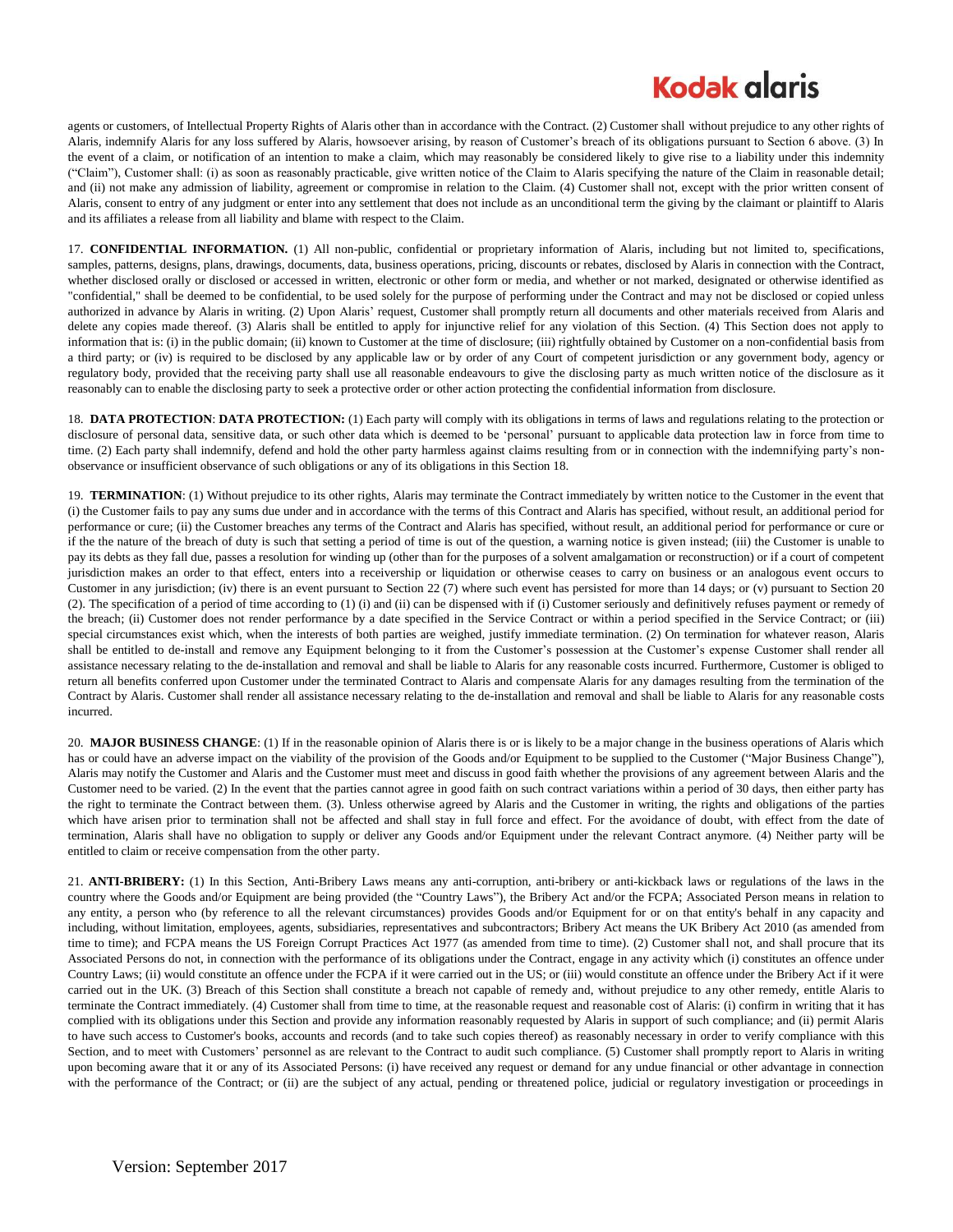agents or customers, of Intellectual Property Rights of Alaris other than in accordance with the Contract. (2) Customer shall without prejudice to any other rights of Alaris, indemnify Alaris for any loss suffered by Alaris, howsoever arising, by reason of Customer's breach of its obligations pursuant to Section 6 above. (3) In the event of a claim, or notification of an intention to make a claim, which may reasonably be considered likely to give rise to a liability under this indemnity ("Claim"), Customer shall: (i) as soon as reasonably practicable, give written notice of the Claim to Alaris specifying the nature of the Claim in reasonable detail; and (ii) not make any admission of liability, agreement or compromise in relation to the Claim. (4) Customer shall not, except with the prior written consent of Alaris, consent to entry of any judgment or enter into any settlement that does not include as an unconditional term the giving by the claimant or plaintiff to Alaris and its affiliates a release from all liability and blame with respect to the Claim.

17. **CONFIDENTIAL INFORMATION.** (1) All non-public, confidential or proprietary information of Alaris, including but not limited to, specifications, samples, patterns, designs, plans, drawings, documents, data, business operations, pricing, discounts or rebates, disclosed by Alaris in connection with the Contract, whether disclosed orally or disclosed or accessed in written, electronic or other form or media, and whether or not marked, designated or otherwise identified as "confidential," shall be deemed to be confidential, to be used solely for the purpose of performing under the Contract and may not be disclosed or copied unless authorized in advance by Alaris in writing. (2) Upon Alaris' request, Customer shall promptly return all documents and other materials received from Alaris and delete any copies made thereof. (3) Alaris shall be entitled to apply for injunctive relief for any violation of this Section. (4) This Section does not apply to information that is: (i) in the public domain; (ii) known to Customer at the time of disclosure; (iii) rightfully obtained by Customer on a non-confidential basis from a third party; or (iv) is required to be disclosed by any applicable law or by order of any Court of competent jurisdiction or any government body, agency or regulatory body, provided that the receiving party shall use all reasonable endeavours to give the disclosing party as much written notice of the disclosure as it reasonably can to enable the disclosing party to seek a protective order or other action protecting the confidential information from disclosure.

18. **DATA PROTECTION**: **DATA PROTECTION:** (1) Each party will comply with its obligations in terms of laws and regulations relating to the protection or disclosure of personal data, sensitive data, or such other data which is deemed to be 'personal' pursuant to applicable data protection law in force from time to time. (2) Each party shall indemnify, defend and hold the other party harmless against claims resulting from or in connection with the indemnifying party's non-observance or insufficient observance of such obligations or any of its obligations in this Section 18.

19. **TERMINATION**: (1) Without prejudice to its other rights, Alaris may terminate the Contract immediately by written notice to the Customer in the event that (i) the Customer fails to pay any sums due under and in accordance with the terms of this Contract and Alaris has specified, without result, an additional period for performance or cure; (ii) the Customer breaches any terms of the Contract and Alaris has specified, without result, an additional period for performance or cure or if the the nature of the breach of duty is such that setting a period of time is out of the question, a warning notice is given instead; (iii) the Customer is unable to pay its debts as they fall due, passes a resolution for winding up (other than for the purposes of a solvent amalgamation or reconstruction) or if a court of competent jurisdiction makes an order to that effect, enters into a receivership or liquidation or otherwise ceases to carry on business or an analogous event occurs to Customer in any jurisdiction; (iv) there is an event pursuant to Section 22 (7) where such event has persisted for more than 14 days; or (v) pursuant to Section 20 (2). The specification of a period of time according to (1) (i) and (ii) can be dispensed with if (i) Customer seriously and definitively refuses payment or remedy of the breach; (ii) Customer does not render performance by a date specified in the Service Contract or within a period specified in the Service Contract; or (iii) special circumstances exist which, when the interests of both parties are weighed, justify immediate termination. (2) On termination for whatever reason, Alaris shall be entitled to de-install and remove any Equipment belonging to it from the Customer's possession at the Customer's expense Customer shall render all assistance necessary relating to the de-installation and removal and shall be liable to Alaris for any reasonable costs incurred. Furthermore, Customer is obliged to return all benefits conferred upon Customer under the terminated Contract to Alaris and compensate Alaris for any damages resulting from the termination of the Contract by Alaris. Customer shall render all assistance necessary relating to the de-installation and removal and shall be liable to Alaris for any reasonable costs incurred.

20. **MAJOR BUSINESS CHANGE**: (1) If in the reasonable opinion of Alaris there is or is likely to be a major change in the business operations of Alaris which has or could have an adverse impact on the viability of the provision of the Goods and/or Equipment to be supplied to the Customer ("Major Business Change"), Alaris may notify the Customer and Alaris and the Customer must meet and discuss in good faith whether the provisions of any agreement between Alaris and the Customer need to be varied. (2) In the event that the parties cannot agree in good faith on such contract variations within a period of 30 days, then either party has the right to terminate the Contract between them. (3). Unless otherwise agreed by Alaris and the Customer in writing, the rights and obligations of the parties which have arisen prior to termination shall not be affected and shall stay in full force and effect. For the avoidance of doubt, with effect from the date of termination, Alaris shall have no obligation to supply or deliver any Goods and/or Equipment under the relevant Contract anymore. (4) Neither party will be entitled to claim or receive compensation from the other party.

21. **ANTI-BRIBERY:** (1) In this Section, Anti-Bribery Laws means any anti-corruption, anti-bribery or anti-kickback laws or regulations of the laws in the country where the Goods and/or Equipment are being provided (the "Country Laws"), the Bribery Act and/or the FCPA; Associated Person means in relation to any entity, a person who (by reference to all the relevant circumstances) provides Goods and/or Equipment for or on that entity's behalf in any capacity and including, without limitation, employees, agents, subsidiaries, representatives and subcontractors; Bribery Act means the UK Bribery Act 2010 (as amended from time to time); and FCPA means the US Foreign Corrupt Practices Act 1977 (as amended from time to time). (2) Customer shall not, and shall procure that its Associated Persons do not, in connection with the performance of its obligations under the Contract, engage in any activity which (i) constitutes an offence under Country Laws; (ii) would constitute an offence under the FCPA if it were carried out in the US; or (iii) would constitute an offence under the Bribery Act if it were carried out in the UK. (3) Breach of this Section shall constitute a breach not capable of remedy and, without prejudice to any other remedy, entitle Alaris to terminate the Contract immediately. (4) Customer shall from time to time, at the reasonable request and reasonable cost of Alaris: (i) confirm in writing that it has complied with its obligations under this Section and provide any information reasonably requested by Alaris in support of such compliance; and (ii) permit Alaris to have such access to Customer's books, accounts and records (and to take such copies thereof) as reasonably necessary in order to verify compliance with this Section, and to meet with Customers' personnel as are relevant to the Contract to audit such compliance. (5) Customer shall promptly report to Alaris in writing upon becoming aware that it or any of its Associated Persons: (i) have received any request or demand for any undue financial or other advantage in connection with the performance of the Contract; or (ii) are the subject of any actual, pending or threatened police, judicial or regulatory investigation or proceedings in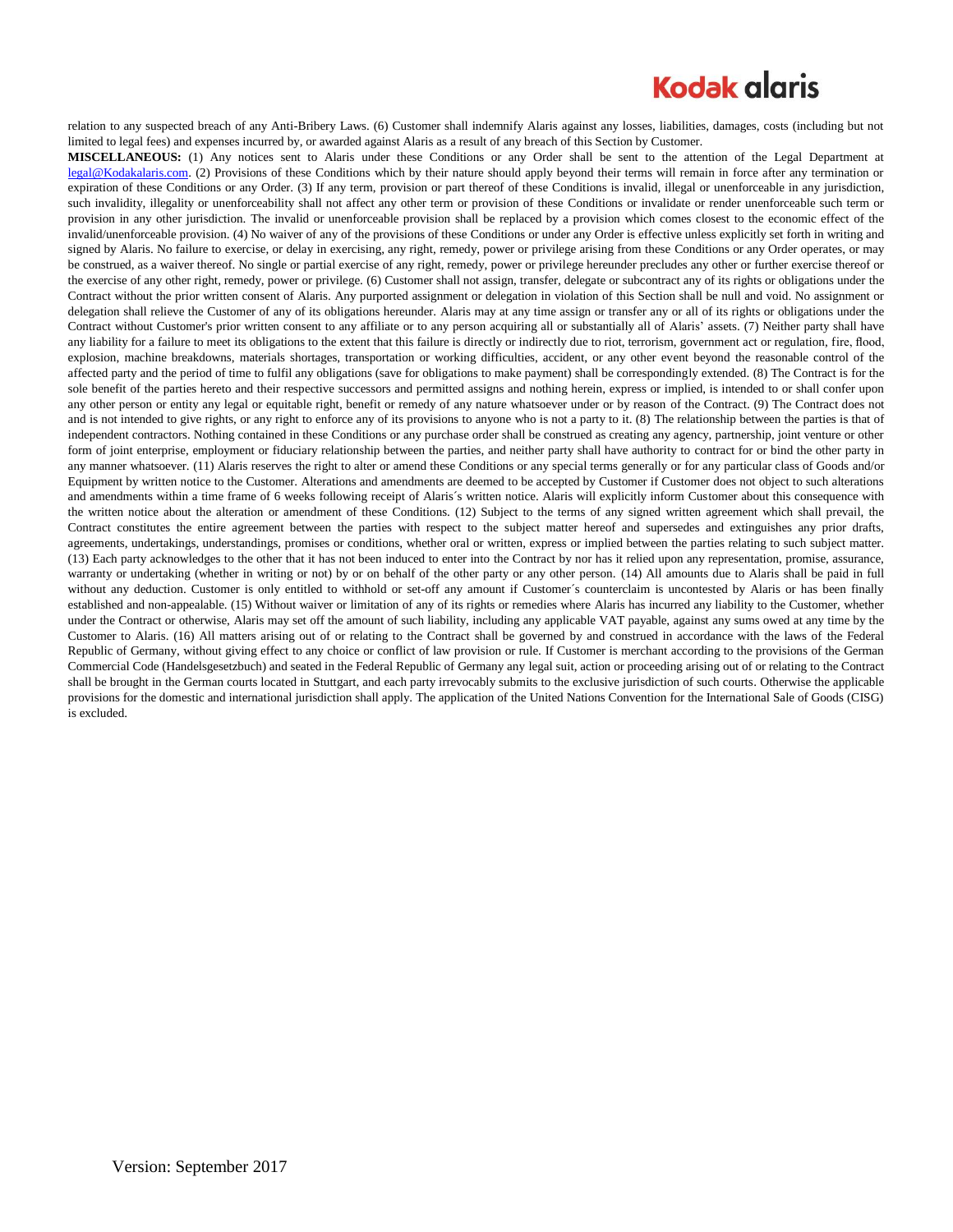relation to any suspected breach of any Anti-Bribery Laws. (6) Customer shall indemnify Alaris against any losses, liabilities, damages, costs (including but not limited to legal fees) and expenses incurred by, or awarded against Alaris as a result of any breach of this Section by Customer.

**MISCELLANEOUS:** (1) Any notices sent to Alaris under these Conditions or any Order shall be sent to the attention of the Legal Department at legal@Kodakalaris.com. (2) Provisions of these Conditions which by their nature should apply beyond their terms will remain in force after any termination or expiration of these Conditions or any Order. (3) If any term, provision or part thereof of these Conditions is invalid, illegal or unenforceable in any jurisdiction, such invalidity, illegality or unenforceability shall not affect any other term or provision of these Conditions or invalidate or render unenforceable such term or provision in any other jurisdiction. The invalid or unenforceable provision shall be replaced by a provision which comes closest to the economic effect of the invalid/unenforceable provision. (4) No waiver of any of the provisions of these Conditions or under any Order is effective unless explicitly set forth in writing and signed by Alaris. No failure to exercise, or delay in exercising, any right, remedy, power or privilege arising from these Conditions or any Order operates, or may be construed, as a waiver thereof. No single or partial exercise of any right, remedy, power or privilege hereunder precludes any other or further exercise thereof or the exercise of any other right, remedy, power or privilege. (6) Customer shall not assign, transfer, delegate or subcontract any of its rights or obligations under the Contract without the prior written consent of Alaris. Any purported assignment or delegation in violation of this Section shall be null and void. No assignment or delegation shall relieve the Customer of any of its obligations hereunder. Alaris may at any time assign or transfer any or all of its rights or obligations under the Contract without Customer's prior written consent to any affiliate or to any person acquiring all or substantially all of Alaris' assets. (7) Neither party shall have any liability for a failure to meet its obligations to the extent that this failure is directly or indirectly due to riot, terrorism, government act or regulation, fire, flood, explosion, machine breakdowns, materials shortages, transportation or working difficulties, accident, or any other event beyond the reasonable control of the affected party and the period of time to fulfil any obligations (save for obligations to make payment) shall be correspondingly extended. (8) The Contract is for the sole benefit of the parties hereto and their respective successors and permitted assigns and nothing herein, express or implied, is intended to or shall confer upon any other person or entity any legal or equitable right, benefit or remedy of any nature whatsoever under or by reason of the Contract. (9) The Contract does not and is not intended to give rights, or any right to enforce any of its provisions to anyone who is not a party to it. (8) The relationship between the parties is that of independent contractors. Nothing contained in these Conditions or any purchase order shall be construed as creating any agency, partnership, joint venture or other form of joint enterprise, employment or fiduciary relationship between the parties, and neither party shall have authority to contract for or bind the other party in any manner whatsoever. (11) Alaris reserves the right to alter or amend these Conditions or any special terms generally or for any particular class of Goods and/or Equipment by written notice to the Customer. Alterations and amendments are deemed to be accepted by Customer if Customer does not object to such alterations and amendments within a time frame of 6 weeks following receipt of Alaris´s written notice. Alaris will explicitly inform Customer about this consequence with the written notice about the alteration or amendment of these Conditions. (12) Subject to the terms of any signed written agreement which shall prevail, the Contract constitutes the entire agreement between the parties with respect to the subject matter hereof and supersedes and extinguishes any prior drafts, agreements, undertakings, understandings, promises or conditions, whether oral or written, express or implied between the parties relating to such subject matter. (13) Each party acknowledges to the other that it has not been induced to enter into the Contract by nor has it relied upon any representation, promise, assurance, warranty or undertaking (whether in writing or not) by or on behalf of the other party or any other person. (14) All amounts due to Alaris shall be paid in full without any deduction. Customer is only entitled to withhold or set-off any amount if Customer´s counterclaim is uncontested by Alaris or has been finally established and non-appealable. (15) Without waiver or limitation of any of its rights or remedies where Alaris has incurred any liability to the Customer, whether under the Contract or otherwise, Alaris may set off the amount of such liability, including any applicable VAT payable, against any sums owed at any time by the Customer to Alaris. (16) All matters arising out of or relating to the Contract shall be governed by and construed in accordance with the laws of the Federal Republic of Germany, without giving effect to any choice or conflict of law provision or rule. If Customer is merchant according to the provisions of the German Commercial Code (Handelsgesetzbuch) and seated in the Federal Republic of Germany any legal suit, action or proceeding arising out of or relating to the Contract shall be brought in the German courts located in Stuttgart, and each party irrevocably submits to the exclusive jurisdiction of such courts. Otherwise the applicable provisions for the domestic and international jurisdiction shall apply. The application of the United Nations Convention for the International Sale of Goods (CISG) is excluded.

Version: September 2017